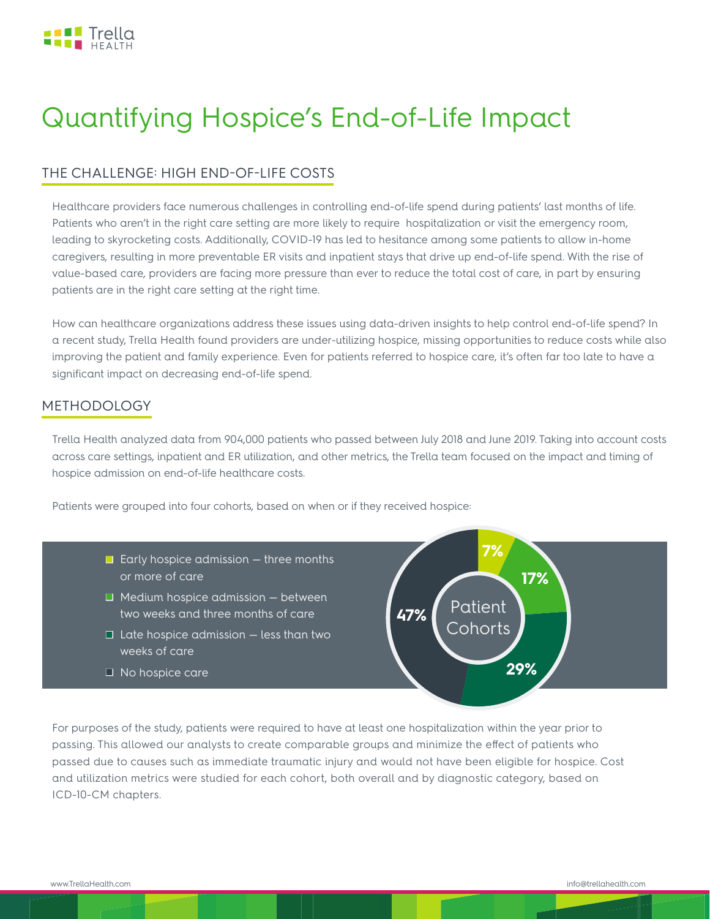# Quantifying Hospice's End-of-Life Impact

## THE CHALLENGE: HIGH END-OF-LIFE COSTS

Healthcare providers face numerous challenges in controlling end-of-life spend during patients' last months of life. Patients who aren't in the right care setting are more likely to require hospitalization or visit the emergency room, leading to skyrocketing costs. Additionally, COVID-19 has led to hesitance among some patients to allow in-home caregivers, resulting in more preventable ER visits and inpatient stays that drive up end-of-life spend. With the rise of value-based care, providers are facing more pressure than ever to reduce the total cost of care, in part by ensuring patients are in the right care setting at the right time.

How can healthcare organizations address these issues using data-driven insights to help control end-of-life spend? In a recent study, Trella Health found providers are under-utilizing hospice, missing opportunities to reduce costs while also improving the patient and family experience. Even for patients referred to hospice care, it's often far too late to have a significant impact on decreasing end-of-life spend.

## METHODOLOGY

Trella Health analyzed data from 904,000 patients who passed between July 2018 and June 2019. Taking into account costs across care settings, inpatient and ER utilization, and other metrics, the Trella team focused on the impact and timing of hospice admission on end-of-life healthcare costs.

Patients were grouped into four cohorts, based on when or if they received hospice:

- Early hospice admission — three months or more of care
- Medium hospice admission — between two weeks and three months of care
- Late hospice admission — less than two weeks of care
- No hospice care

Patient Cohorts

| Cohort | Share |
| --- | --- |
| Early hospice admission | 7% |
| Medium hospice admission | 17% |
| Late hospice admission | 29% |
| No hospice care | 47% |

For purposes of the study, patients were required to have at least one hospitalization within the year prior to passing. This allowed our analysts to create comparable groups and minimize the effect of patients who passed due to causes such as immediate traumatic injury and would not have been eligible for hospice. Cost and utilization metrics were studied for each cohort, both overall and by diagnostic category, based on ICD-10-CM chapters.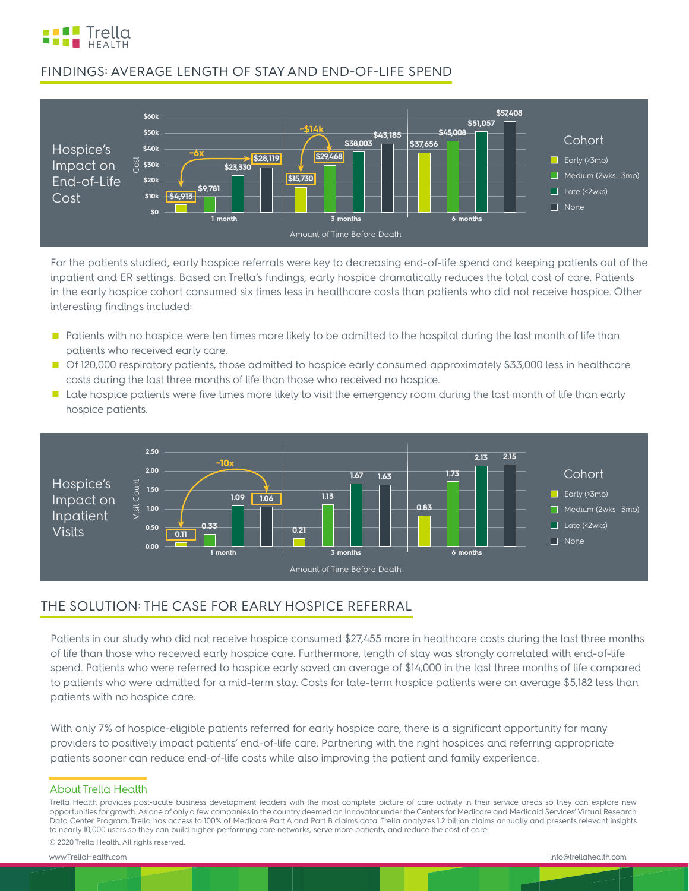## FINDINGS: AVERAGE LENGTH OF STAY AND END-OF-LIFE SPEND

Hospice's Impact on End-of-Life Cost

Cost

$60k
$50k
$40k
$30k
$20k
$10k
$0

~6x
~$14k

$4,913
$9,781
$23,330
$28,119
$15,730
$29,468
$38,003
$43,185
$37,656
$45,008
$51,057
$57,408

1 month
3 months
6 months

Amount of Time Before Death

Cohort
Early (>3mo)
Medium (2wks–3mo)
Late (<2wks)
None

For the patients studied, early hospice referrals were key to decreasing end-of-life spend and keeping patients out of the inpatient and ER settings. Based on Trella's findings, early hospice dramatically reduces the total cost of care. Patients in the early hospice cohort consumed six times less in healthcare costs than patients who did not receive hospice. Other interesting findings included:

- Patients with no hospice were ten times more likely to be admitted to the hospital during the last month of life than patients who received early care.
- Of 120,000 respiratory patients, those admitted to hospice early consumed approximately $33,000 less in healthcare costs during the last three months of life than those who received no hospice.
- Late hospice patients were five times more likely to visit the emergency room during the last month of life than early hospice patients.

Hospice's Impact on Inpatient Visits

Visit Count

2.50
2.00
1.50
1.00
0.50
0.00

~10x

0.11
0.33
1.09
1.06
0.21
1.13
1.67
1.63
0.83
1.73
2.13
2.15

1 month
3 months
6 months

Amount of Time Before Death

Cohort
Early (>3mo)
Medium (2wks–3mo)
Late (<2wks)
None

## THE SOLUTION: THE CASE FOR EARLY HOSPICE REFERRAL

Patients in our study who did not receive hospice consumed $27,455 more in healthcare costs during the last three months of life than those who received early hospice care. Furthermore, length of stay was strongly correlated with end-of-life spend. Patients who were referred to hospice early saved an average of $14,000 in the last three months of life compared to patients who were admitted for a mid-term stay. Costs for late-term hospice patients were on average $5,182 less than patients with no hospice care.

With only 7% of hospice-eligible patients referred for early hospice care, there is a significant opportunity for many providers to positively impact patients' end-of-life care. Partnering with the right hospices and referring appropriate patients sooner can reduce end-of-life costs while also improving the patient and family experience.

### About Trella Health

Trella Health provides post-acute business development leaders with the most complete picture of care activity in their service areas so they can explore new opportunities for growth. As one of only a few companies in the country deemed an Innovator under the Centers for Medicare and Medicaid Services' Virtual Research Data Center Program, Trella has access to 100% of Medicare Part A and Part B claims data. Trella analyzes 1.2 billion claims annually and presents relevant insights to nearly 10,000 users so they can build higher-performing care networks, serve more patients, and reduce the cost of care.

© 2020 Trella Health. All rights reserved.

www.TrellaHealth.com

info@trellahealth.com